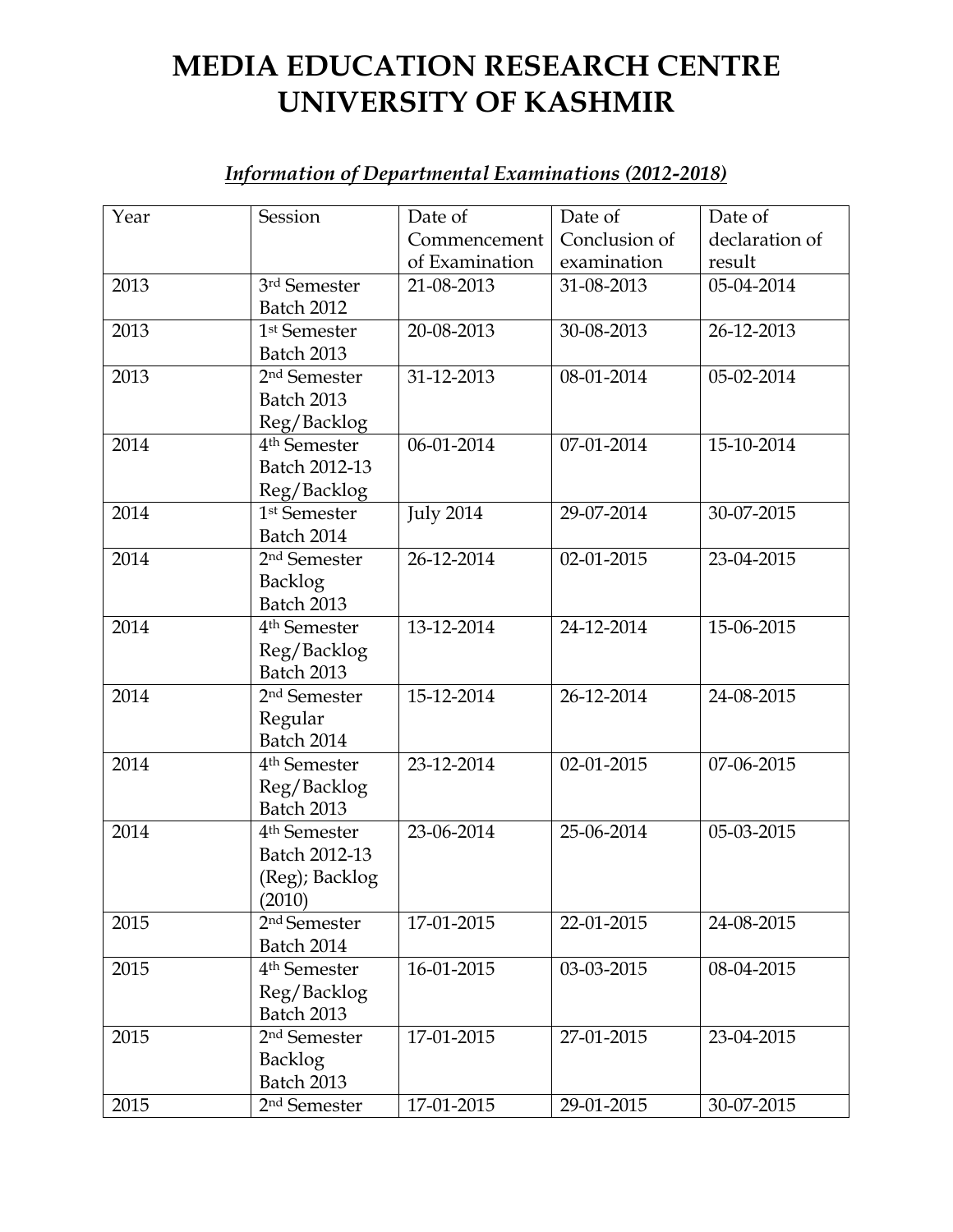# MEDIA EDUCATION RESEARCH CENTRE
# UNIVERSITY OF KASHMIR

## *Information of Departmental Examinations (2012-2018)*

| Year | Session | Date of Commencement of Examination | Date of Conclusion of examination | Date of declaration of result |
|---|---|---|---|---|
| 2013 | 3rd Semester Batch 2012 | 21-08-2013 | 31-08-2013 | 05-04-2014 |
| 2013 | 1st Semester Batch 2013 | 20-08-2013 | 30-08-2013 | 26-12-2013 |
| 2013 | 2nd Semester Batch 2013 Reg/Backlog | 31-12-2013 | 08-01-2014 | 05-02-2014 |
| 2014 | 4th Semester Batch 2012-13 Reg/Backlog | 06-01-2014 | 07-01-2014 | 15-10-2014 |
| 2014 | 1st Semester Batch 2014 | July 2014 | 29-07-2014 | 30-07-2015 |
| 2014 | 2nd Semester Backlog Batch 2013 | 26-12-2014 | 02-01-2015 | 23-04-2015 |
| 2014 | 4th Semester Reg/Backlog Batch 2013 | 13-12-2014 | 24-12-2014 | 15-06-2015 |
| 2014 | 2nd Semester Regular Batch 2014 | 15-12-2014 | 26-12-2014 | 24-08-2015 |
| 2014 | 4th Semester Reg/Backlog Batch 2013 | 23-12-2014 | 02-01-2015 | 07-06-2015 |
| 2014 | 4th Semester Batch 2012-13 (Reg); Backlog (2010) | 23-06-2014 | 25-06-2014 | 05-03-2015 |
| 2015 | 2nd Semester Batch 2014 | 17-01-2015 | 22-01-2015 | 24-08-2015 |
| 2015 | 4th Semester Reg/Backlog Batch 2013 | 16-01-2015 | 03-03-2015 | 08-04-2015 |
| 2015 | 2nd Semester Backlog Batch 2013 | 17-01-2015 | 27-01-2015 | 23-04-2015 |
| 2015 | 2nd Semester | 17-01-2015 | 29-01-2015 | 30-07-2015 |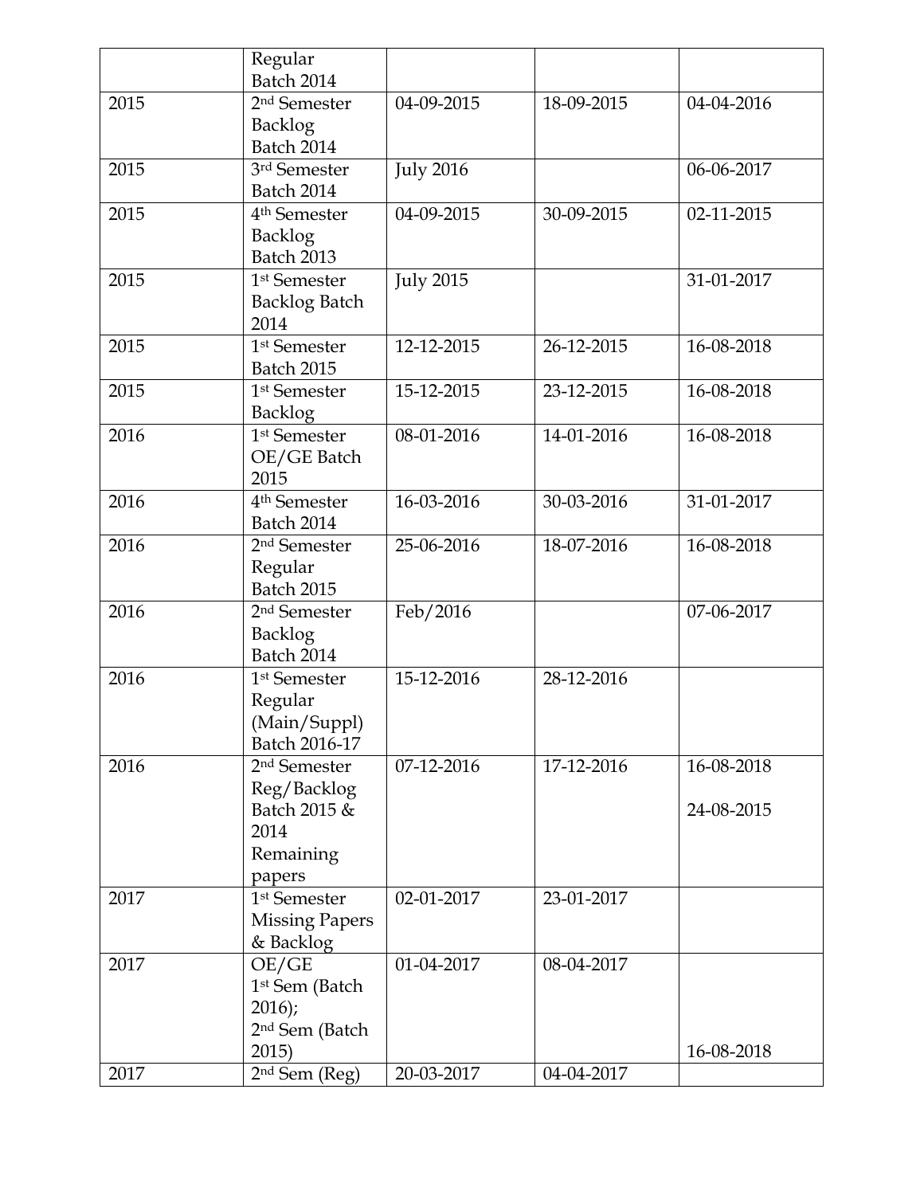| | | | | |
|---|---|---|---|---|
| | Regular Batch 2014 | | | |
| 2015 | 2nd Semester Backlog Batch 2014 | 04-09-2015 | 18-09-2015 | 04-04-2016 |
| 2015 | 3rd Semester Batch 2014 | July 2016 | | 06-06-2017 |
| 2015 | 4th Semester Backlog Batch 2013 | 04-09-2015 | 30-09-2015 | 02-11-2015 |
| 2015 | 1st Semester Backlog Batch 2014 | July 2015 | | 31-01-2017 |
| 2015 | 1st Semester Batch 2015 | 12-12-2015 | 26-12-2015 | 16-08-2018 |
| 2015 | 1st Semester Backlog | 15-12-2015 | 23-12-2015 | 16-08-2018 |
| 2016 | 1st Semester OE/GE Batch 2015 | 08-01-2016 | 14-01-2016 | 16-08-2018 |
| 2016 | 4th Semester Batch 2014 | 16-03-2016 | 30-03-2016 | 31-01-2017 |
| 2016 | 2nd Semester Regular Batch 2015 | 25-06-2016 | 18-07-2016 | 16-08-2018 |
| 2016 | 2nd Semester Backlog Batch 2014 | Feb/2016 | | 07-06-2017 |
| 2016 | 1st Semester Regular (Main/Suppl) Batch 2016-17 | 15-12-2016 | 28-12-2016 | |
| 2016 | 2nd Semester Reg/Backlog Batch 2015 & 2014 Remaining papers | 07-12-2016 | 17-12-2016 | 16-08-2018<br>24-08-2015 |
| 2017 | 1st Semester Missing Papers & Backlog | 02-01-2017 | 23-01-2017 | |
| 2017 | OE/GE 1st Sem (Batch 2016); 2nd Sem (Batch 2015) | 01-04-2017 | 08-04-2017 | 16-08-2018 |
| 2017 | 2nd Sem (Reg) | 20-03-2017 | 04-04-2017 | |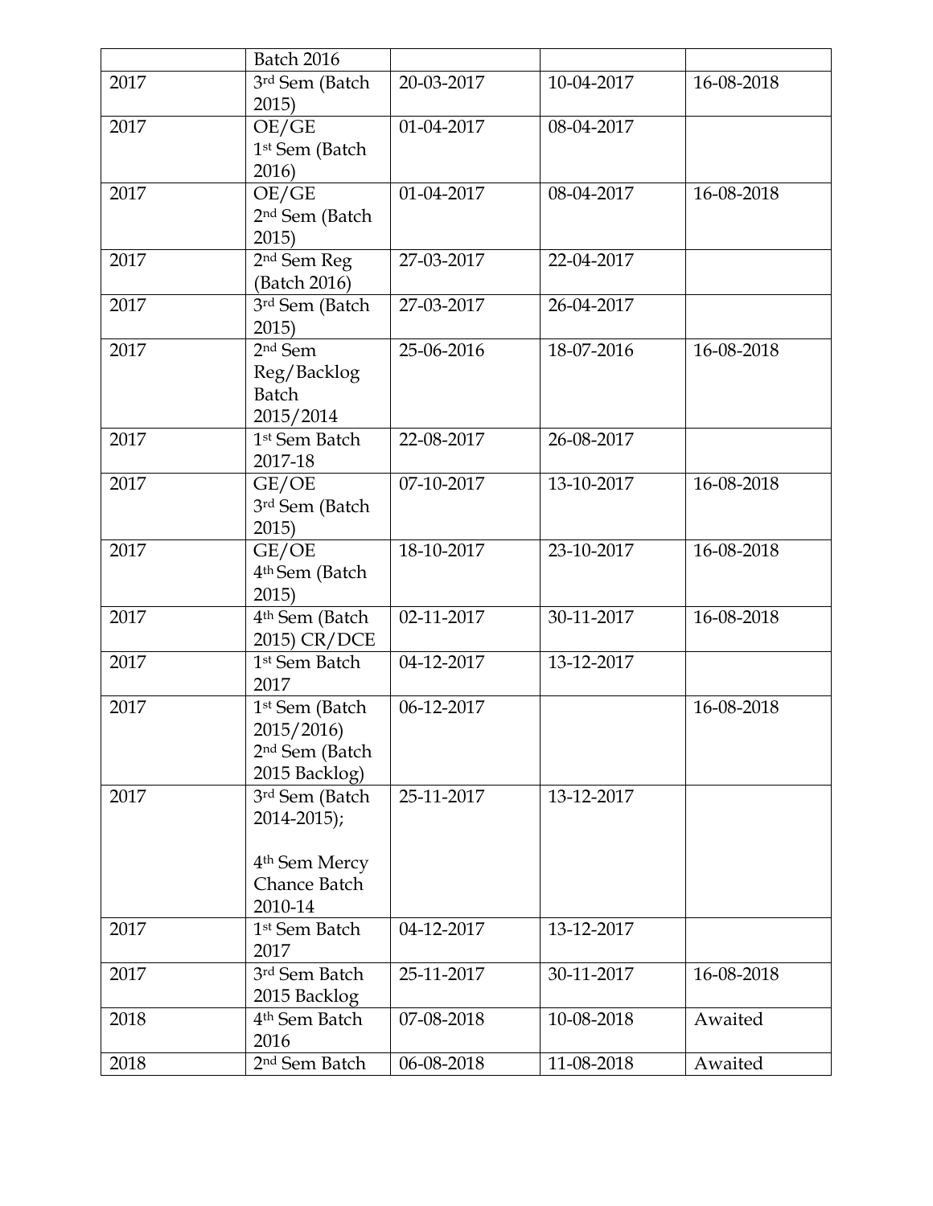| | | | | |
|---|---|---|---|---|
| | Batch 2016 | | | |
| 2017 | 3rd Sem (Batch 2015) | 20-03-2017 | 10-04-2017 | 16-08-2018 |
| 2017 | OE/GE 1st Sem (Batch 2016) | 01-04-2017 | 08-04-2017 | |
| 2017 | OE/GE 2nd Sem (Batch 2015) | 01-04-2017 | 08-04-2017 | 16-08-2018 |
| 2017 | 2nd Sem Reg (Batch 2016) | 27-03-2017 | 22-04-2017 | |
| 2017 | 3rd Sem (Batch 2015) | 27-03-2017 | 26-04-2017 | |
| 2017 | 2nd Sem Reg/Backlog Batch 2015/2014 | 25-06-2016 | 18-07-2016 | 16-08-2018 |
| 2017 | 1st Sem Batch 2017-18 | 22-08-2017 | 26-08-2017 | |
| 2017 | GE/OE 3rd Sem (Batch 2015) | 07-10-2017 | 13-10-2017 | 16-08-2018 |
| 2017 | GE/OE 4th Sem (Batch 2015) | 18-10-2017 | 23-10-2017 | 16-08-2018 |
| 2017 | 4th Sem (Batch 2015) CR/DCE | 02-11-2017 | 30-11-2017 | 16-08-2018 |
| 2017 | 1st Sem Batch 2017 | 04-12-2017 | 13-12-2017 | |
| 2017 | 1st Sem (Batch 2015/2016) 2nd Sem (Batch 2015 Backlog) | 06-12-2017 | | 16-08-2018 |
| 2017 | 3rd Sem (Batch 2014-2015); 4th Sem Mercy Chance Batch 2010-14 | 25-11-2017 | 13-12-2017 | |
| 2017 | 1st Sem Batch 2017 | 04-12-2017 | 13-12-2017 | |
| 2017 | 3rd Sem Batch 2015 Backlog | 25-11-2017 | 30-11-2017 | 16-08-2018 |
| 2018 | 4th Sem Batch 2016 | 07-08-2018 | 10-08-2018 | Awaited |
| 2018 | 2nd Sem Batch | 06-08-2018 | 11-08-2018 | Awaited |